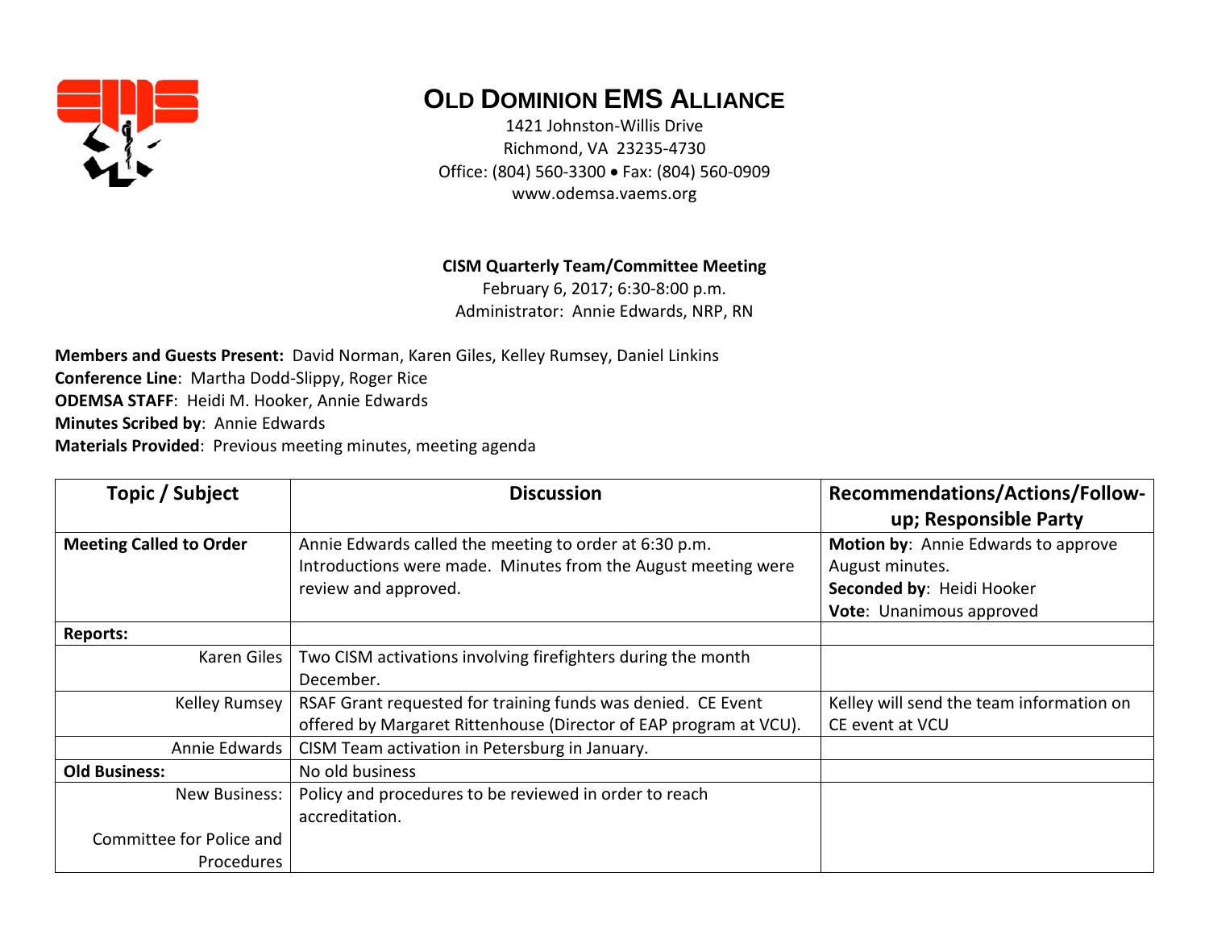# OLD DOMINION EMS ALLIANCE

1421 Johnston-Willis Drive
Richmond, VA 23235-4730
Office: (804) 560-3300 • Fax: (804) 560-0909
www.odemsa.vaems.org

**CISM Quarterly Team/Committee Meeting**
February 6, 2017; 6:30-8:00 p.m.
Administrator: Annie Edwards, NRP, RN

**Members and Guests Present:** David Norman, Karen Giles, Kelley Rumsey, Daniel Linkins
**Conference Line**: Martha Dodd-Slippy, Roger Rice
**ODEMSA STAFF**: Heidi M. Hooker, Annie Edwards
**Minutes Scribed by**: Annie Edwards
**Materials Provided**: Previous meeting minutes, meeting agenda

| Topic / Subject | Discussion | Recommendations/Actions/Follow-up; Responsible Party |
|---|---|---|
| **Meeting Called to Order** | Annie Edwards called the meeting to order at 6:30 p.m. Introductions were made. Minutes from the August meeting were review and approved. | **Motion by**: Annie Edwards to approve August minutes.<br>**Seconded by**: Heidi Hooker<br>**Vote**: Unanimous approved |
| **Reports:** | | |
| Karen Giles | Two CISM activations involving firefighters during the month December. | |
| Kelley Rumsey | RSAF Grant requested for training funds was denied. CE Event offered by Margaret Rittenhouse (Director of EAP program at VCU). | Kelley will send the team information on CE event at VCU |
| Annie Edwards | CISM Team activation in Petersburg in January. | |
| **Old Business:** | No old business | |
| New Business:<br><br>Committee for Police and Procedures | Policy and procedures to be reviewed in order to reach accreditation. | |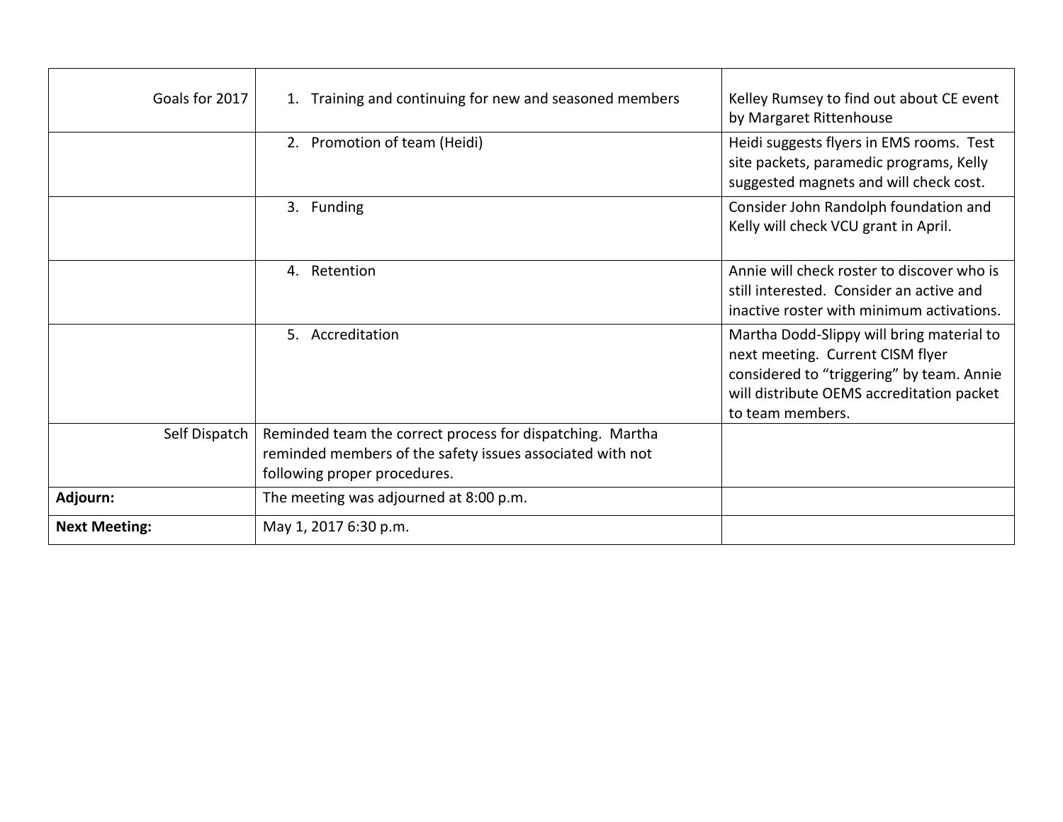| | | |
|---|---|---|
| Goals for 2017 | 1. Training and continuing for new and seasoned members | Kelley Rumsey to find out about CE event by Margaret Rittenhouse |
| | 2. Promotion of team (Heidi) | Heidi suggests flyers in EMS rooms. Test site packets, paramedic programs, Kelly suggested magnets and will check cost. |
| | 3. Funding | Consider John Randolph foundation and Kelly will check VCU grant in April. |
| | 4. Retention | Annie will check roster to discover who is still interested. Consider an active and inactive roster with minimum activations. |
| | 5. Accreditation | Martha Dodd-Slippy will bring material to next meeting. Current CISM flyer considered to "triggering" by team. Annie will distribute OEMS accreditation packet to team members. |
| Self Dispatch | Reminded team the correct process for dispatching. Martha reminded members of the safety issues associated with not following proper procedures. | |
| **Adjourn:** | The meeting was adjourned at 8:00 p.m. | |
| **Next Meeting:** | May 1, 2017 6:30 p.m. | |